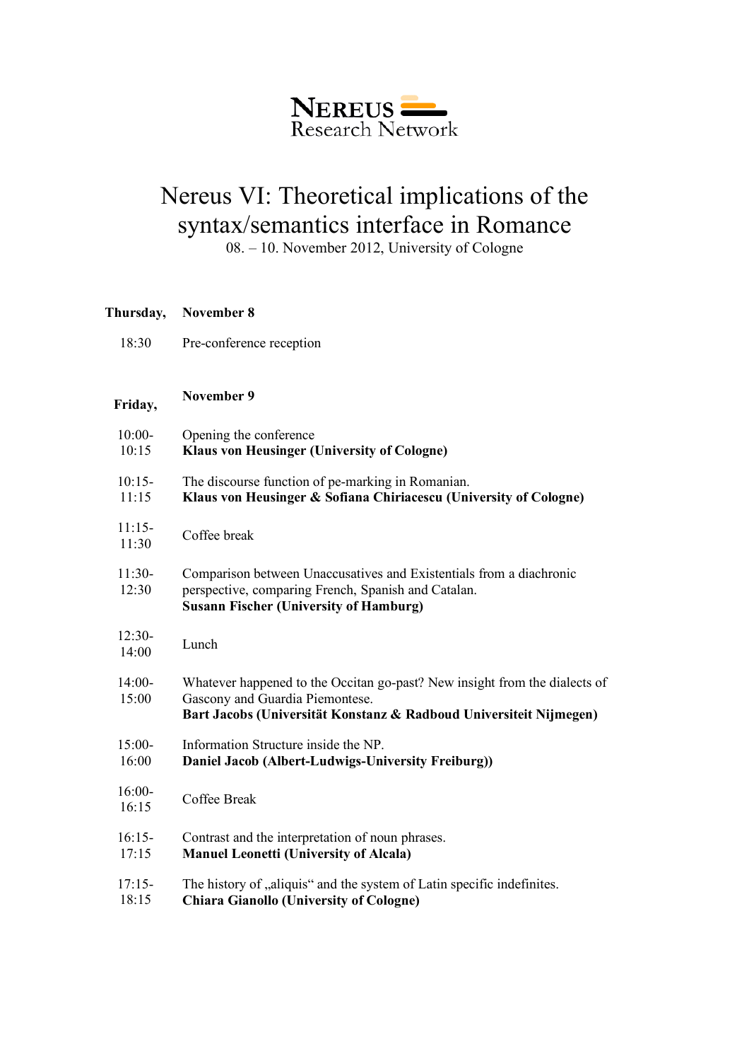NEREUS
Research Network

# Nereus VI: Theoretical implications of the syntax/semantics interface in Romance

08. – 10. November 2012, University of Cologne

**Thursday, November 8**

| | |
|---|---|
| 18:30 | Pre-conference reception |

**Friday, November 9**

| | |
|---|---|
| 10:00-10:15 | Opening the conference<br>**Klaus von Heusinger (University of Cologne)** |
| 10:15-11:15 | The discourse function of pe-marking in Romanian.<br>**Klaus von Heusinger & Sofiana Chiriacescu (University of Cologne)** |
| 11:15-11:30 | Coffee break |
| 11:30-12:30 | Comparison between Unaccusatives and Existentials from a diachronic perspective, comparing French, Spanish and Catalan.<br>**Susann Fischer (University of Hamburg)** |
| 12:30-14:00 | Lunch |
| 14:00-15:00 | Whatever happened to the Occitan go-past? New insight from the dialects of Gascony and Guardia Piemontese.<br>**Bart Jacobs (Universität Konstanz & Radboud Universiteit Nijmegen)** |
| 15:00-16:00 | Information Structure inside the NP.<br>**Daniel Jacob (Albert-Ludwigs-University Freiburg))** |
| 16:00-16:15 | Coffee Break |
| 16:15-17:15 | Contrast and the interpretation of noun phrases.<br>**Manuel Leonetti (University of Alcala)** |
| 17:15-18:15 | The history of „aliquis“ and the system of Latin specific indefinites.<br>**Chiara Gianollo (University of Cologne)** |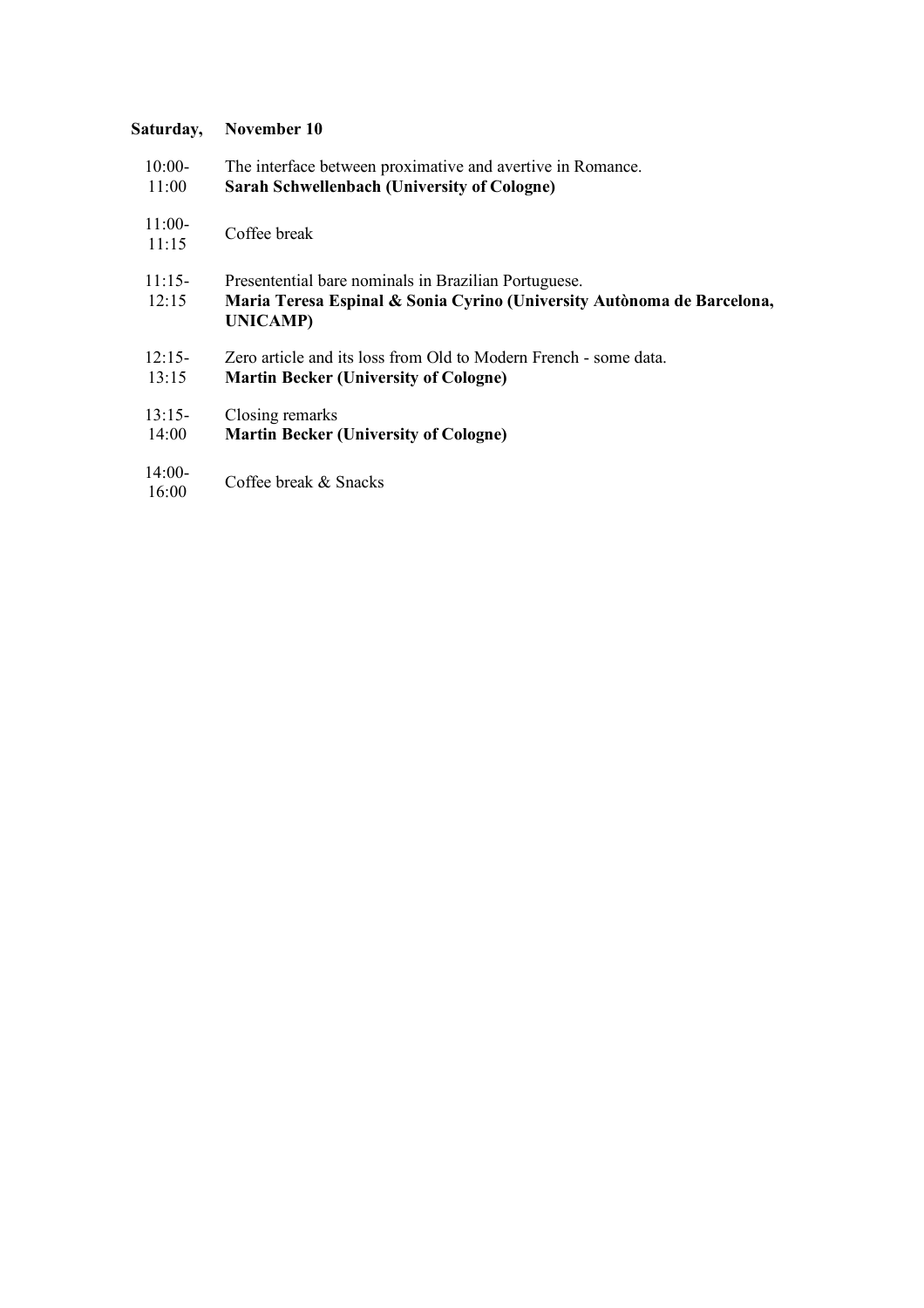**Saturday, November 10**

| | |
|---|---|
| 10:00-11:00 | The interface between proximative and avertive in Romance.<br>**Sarah Schwellenbach (University of Cologne)** |
| 11:00-11:15 | Coffee break |
| 11:15-12:15 | Presentential bare nominals in Brazilian Portuguese.<br>**Maria Teresa Espinal & Sonia Cyrino (University Autònoma de Barcelona, UNICAMP)** |
| 12:15-13:15 | Zero article and its loss from Old to Modern French - some data.<br>**Martin Becker (University of Cologne)** |
| 13:15-14:00 | Closing remarks<br>**Martin Becker (University of Cologne)** |
| 14:00-16:00 | Coffee break & Snacks |